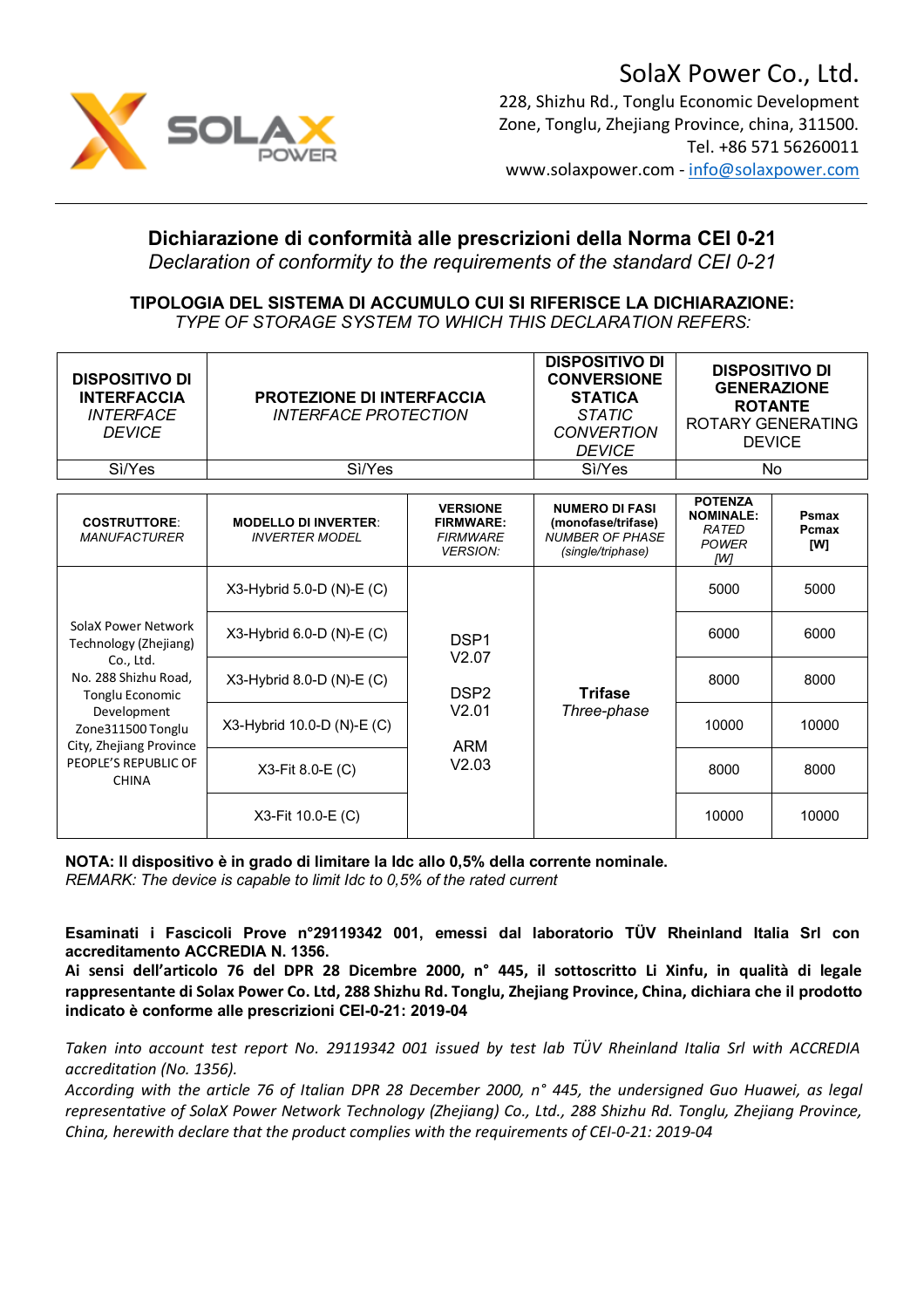SolaX Power Co., Ltd.

228, Shizhu Rd., Tonglu Economic Development Zone, Tonglu, Zhejiang Province, china, 311500.
Tel. +86 571 56260011
www.solaxpower.com - info@solaxpower.com

## Dichiarazione di conformità alle prescrizioni della Norma CEI 0-21

*Declaration of conformity to the requirements of the standard CEI 0-21*

### TIPOLOGIA DEL SISTEMA DI ACCUMULO CUI SI RIFERISCE LA DICHIARAZIONE:

*TYPE OF STORAGE SYSTEM TO WHICH THIS DECLARATION REFERS:*

| **DISPOSITIVO DI INTERFACCIA** *INTERFACE DEVICE* | **PROTEZIONE DI INTERFACCIA** *INTERFACE PROTECTION* | **DISPOSITIVO DI CONVERSIONE STATICA** *STATIC CONVERTION DEVICE* | **DISPOSITIVO DI GENERAZIONE ROTANTE** ROTARY GENERATING DEVICE |
|---|---|---|---|
| Si/Yes | Si/Yes | Si/Yes | No |

| **COSTRUTTORE**: *MANUFACTURER* | **MODELLO DI INVERTER**: *INVERTER MODEL* | **VERSIONE FIRMWARE:** *FIRMWARE VERSION:* | **NUMERO DI FASI (monofase/trifase)** *NUMBER OF PHASE (single/triphase)* | **POTENZA NOMINALE:** *RATED POWER [W]* | **Psmax Pcmax [W]** |
|---|---|---|---|---|---|
| SolaX Power Network Technology (Zhejiang) Co., Ltd. No. 288 Shizhu Road, Tonglu Economic Development Zone311500 Tonglu City, Zhejiang Province PEOPLE'S REPUBLIC OF CHINA | X3-Hybrid 5.0-D (N)-E (C) | DSP1 V2.07 DSP2 V2.01 ARM V2.03 | **Trifase** *Three-phase* | 5000 | 5000 |
| | X3-Hybrid 6.0-D (N)-E (C) | | | 6000 | 6000 |
| | X3-Hybrid 8.0-D (N)-E (C) | | | 8000 | 8000 |
| | X3-Hybrid 10.0-D (N)-E (C) | | | 10000 | 10000 |
| | X3-Fit 8.0-E (C) | | | 8000 | 8000 |
| | X3-Fit 10.0-E (C) | | | 10000 | 10000 |

**NOTA: Il dispositivo è in grado di limitare la Idc allo 0,5% della corrente nominale.**
*REMARK: The device is capable to limit Idc to 0,5% of the rated current*

**Esaminati i Fascicoli Prove n°29119342 001, emessi dal laboratorio TÜV Rheinland Italia Srl con accreditamento ACCREDIA N. 1356.**
**Ai sensi dell'articolo 76 del DPR 28 Dicembre 2000, n° 445, il sottoscritto Li Xinfu, in qualità di legale rappresentante di Solax Power Co. Ltd, 288 Shizhu Rd. Tonglu, Zhejiang Province, China, dichiara che il prodotto indicato è conforme alle prescrizioni CEI-0-21: 2019-04**

*Taken into account test report No. 29119342 001 issued by test lab TÜV Rheinland Italia Srl with ACCREDIA accreditation (No. 1356).*
*According with the article 76 of Italian DPR 28 December 2000, n° 445, the undersigned Guo Huawei, as legal representative of SolaX Power Network Technology (Zhejiang) Co., Ltd., 288 Shizhu Rd. Tonglu, Zhejiang Province, China, herewith declare that the product complies with the requirements of CEI-0-21: 2019-04*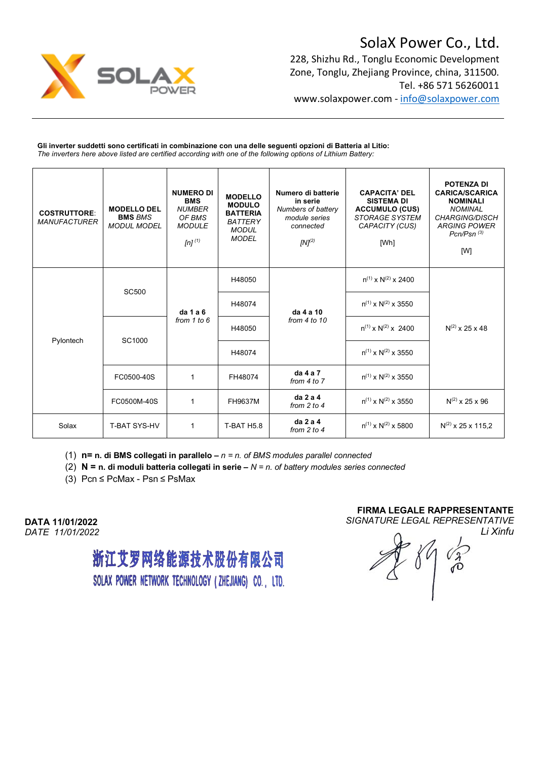# SolaX Power Co., Ltd.

228, Shizhu Rd., Tonglu Economic Development Zone, Tonglu, Zhejiang Province, china, 311500.
Tel. +86 571 56260011
www.solaxpower.com - info@solaxpower.com

**Gli inverter suddetti sono certificati in combinazione con una delle seguenti opzioni di Batteria al Litio:**
*The inverters here above listed are certified according with one of the following options of Lithium Battery:*

| **COSTRUTTORE**: *MANUFACTURER* | **MODELLO DEL BMS** *BMS MODUL MODEL* | **NUMERO DI BMS** *NUMBER OF BMS MODULE* *[n]* [(1)] | **MODELLO MODULO BATTERIA** *BATTERY MODUL MODEL* | **Numero di batterie in serie** *Numbers of battery module series connected* *[N]*[(2)] | **CAPACITA' DEL SISTEMA DI ACCUMULO (CUS)** *STORAGE SYSTEM CAPACITY (CUS)* [Wh] | **POTENZA DI CARICA/SCARICA NOMINALI** *NOMINAL CHARGING/DISCHARGING POWER* *Pcn/Psn* [(3)] [W] |
|---|---|---|---|---|---|---|
| Pylontech | SC500 | **da 1 a 6** *from 1 to 6* | H48050 | **da 4 a 10** *from 4 to 10* | $n^{(1)} \times N^{(2)} \times 2400$ | $N^{(2)} \times 25 \times 48$ |
| | | | H48074 | | $n^{(1)} \times N^{(2)} \times 3550$ | |
| | SC1000 | | H48050 | | $n^{(1)} \times N^{(2)} \times 2400$ | |
| | | | H48074 | | $n^{(1)} \times N^{(2)} \times 3550$ | |
| | FC0500-40S | 1 | FH48074 | **da 4 a 7** *from 4 to 7* | $n^{(1)} \times N^{(2)} \times 3550$ | |
| | FC0500M-40S | 1 | FH9637M | **da 2 a 4** *from 2 to 4* | $n^{(1)} \times N^{(2)} \times 3550$ | $N^{(2)} \times 25 \times 96$ |
| Solax | T-BAT SYS-HV | 1 | T-BAT H5.8 | **da 2 a 4** *from 2 to 4* | $n^{(1)} \times N^{(2)} \times 5800$ | $N^{(2)} \times 25 \times 115{,}2$ |

(1) **n= n. di BMS collegati in parallelo –** *n = n. of BMS modules parallel connected*
(2) **N = n. di moduli batteria collegati in serie –** *N = n. of battery modules series connected*
(3) Pcn ≤ PcMax - Psn ≤ PsMax

**DATA 11/01/2022**
*DATE 11/01/2022*

**FIRMA LEGALE RAPPRESENTANTE**
*SIGNATURE LEGAL REPRESENTATIVE*
*Li Xinfu*

浙江艾罗网络能源技术股份有限公司
SOLAX POWER NETWORK TECHNOLOGY (ZHEJIANG) CO., LTD.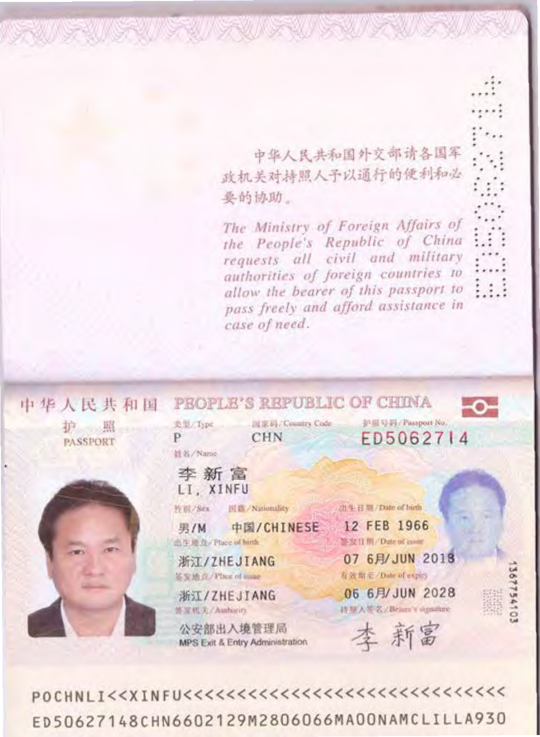中华人民共和国外交部请各国军政机关对持照人予以通行的便利和必要的协助。

*The Ministry of Foreign Affairs of the People's Republic of China requests all civil and military authorities of foreign countries to allow the bearer of this passport to pass freely and afford assistance in case of need.*

---

中华人民共和国 PEOPLE'S REPUBLIC OF CHINA

护照 PASSPORT

| 类型/Type | 国家码/Country Code | 护照号码/Passport No. |
|---|---|---|
| P | CHN | ED5062714 |

姓名/Name
李新富
LI, XINFU

| 性别/Sex | 国籍/Nationality | 出生日期/Date of birth |
|---|---|---|
| 男/M | 中国/CHINESE | 12 FEB 1966 |

| 出生地点/Place of birth | 签发日期/Date of issue |
|---|---|
| 浙江/ZHEJIANG | 07 6月/JUN 2018 |

| 签发地点/Place of issue | 有效期至/Date of expiry |
|---|---|
| 浙江/ZHEJIANG | 06 6月/JUN 2028 |

签发机关/Authority
公安部出入境管理局
MPS Exit & Entry Administration

持照人签名/Bearer's signature
李新富

1367754103

```
POCHNLI<<XINFU<<<<<<<<<<<<<<<<<<<<<<<<<<<<<<
ED50627148CHN6602129M2806066MA00NAMCLILLA930
```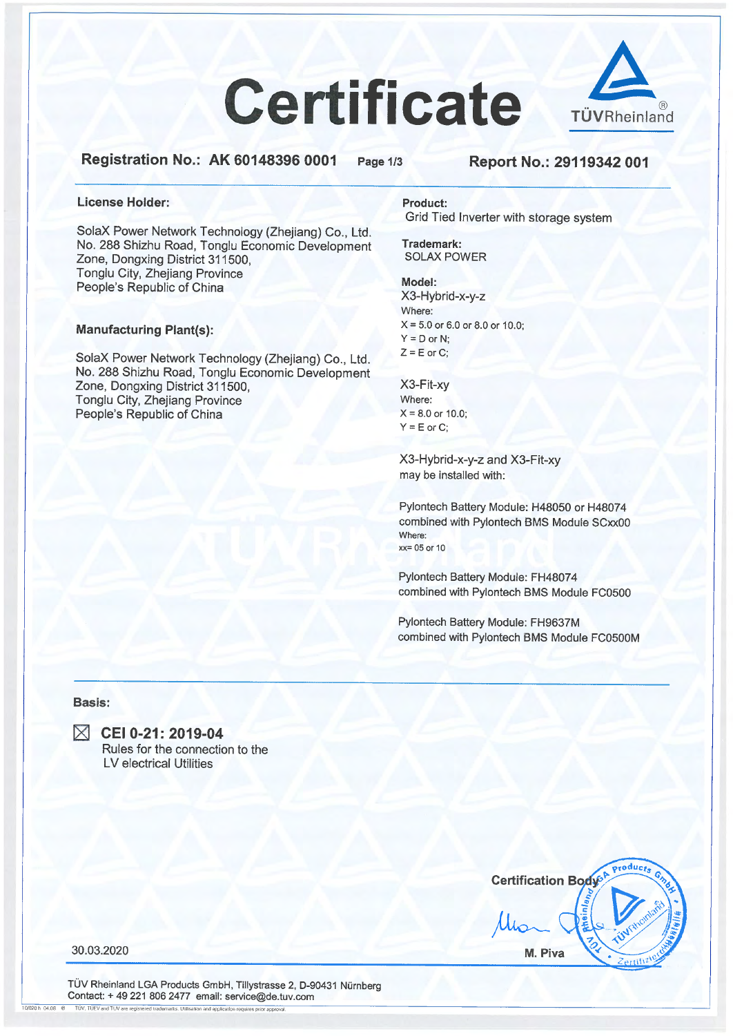# Certificate

**Registration No.: AK 60148396 0001** **Page 1/3** **Report No.: 29119342 001**

**License Holder:**

SolaX Power Network Technology (Zhejiang) Co., Ltd.
No. 288 Shizhu Road, Tonglu Economic Development Zone, Dongxing District 311500,
Tonglu City, Zhejiang Province
People's Republic of China

**Manufacturing Plant(s):**

SolaX Power Network Technology (Zhejiang) Co., Ltd.
No. 288 Shizhu Road, Tonglu Economic Development Zone, Dongxing District 311500,
Tonglu City, Zhejiang Province
People's Republic of China

**Product:**
Grid Tied Inverter with storage system

**Trademark:**
SOLAX POWER

**Model:**
X3-Hybrid-x-y-z
Where:
X = 5.0 or 6.0 or 8.0 or 10.0;
Y = D or N;
Z = E or C;

X3-Fit-xy
Where:
X = 8.0 or 10.0;
Y = E or C;

X3-Hybrid-x-y-z and X3-Fit-xy may be installed with:

Pylontech Battery Module: H48050 or H48074 combined with Pylontech BMS Module SCxx00
Where:
xx= 05 or 10

Pylontech Battery Module: FH48074 combined with Pylontech BMS Module FC0500

Pylontech Battery Module: FH9637M combined with Pylontech BMS Module FC0500M

**Basis:**

☒ **CEI 0-21: 2019-04**
Rules for the connection to the LV electrical Utilities

30.03.2020

**Certification Body**

M. Piva

TÜV Rheinland LGA Products GmbH, Tillystrasse 2, D-90431 Nürnberg
Contact: + 49 221 806 2477 email: service@de.tuv.com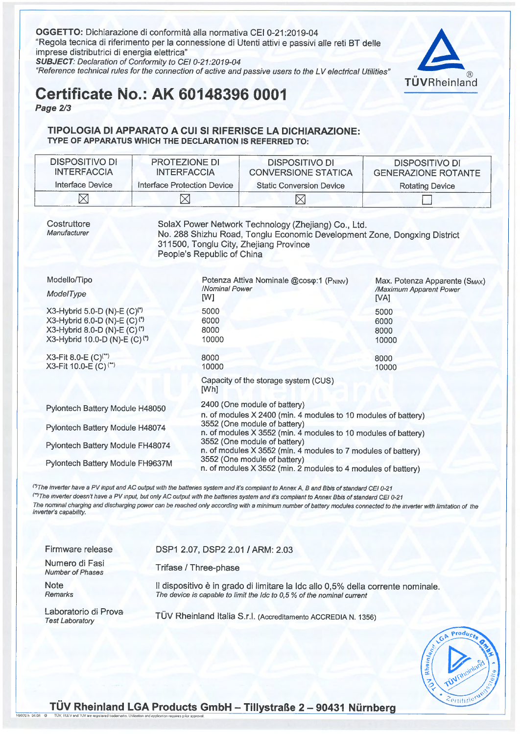**OGGETTO:** Dichiarazione di conformità alla normativa CEI 0-21:2019-04
"Regola tecnica di riferimento per la connessione di Utenti attivi e passivi alle reti BT delle imprese distributrici di energia elettrica"
***SUBJECT:*** *Declaration of Conformity to CEI 0-21:2019-04*
*"Reference technical rules for the connection of active and passive users to the LV electrical Utilities"*

# Certificate No.: AK 60148396 0001

***Page 2/3***

## TIPOLOGIA DI APPARATO A CUI SI RIFERISCE LA DICHIARAZIONE:
**TYPE OF APPARATUS WHICH THE DECLARATION IS REFERRED TO:**

| DISPOSITIVO DI INTERFACCIA<br>Interface Device | PROTEZIONE DI INTERFACCIA<br>Interface Protection Device | DISPOSITIVO DI CONVERSIONE STATICA<br>Static Conversion Device | DISPOSITIVO DI GENERAZIONE ROTANTE<br>Rotating Device |
|---|---|---|---|
| ☒ | ☒ | ☒ | ☐ |

Costruttore
*Manufacturer*

SolaX Power Network Technology (Zhejiang) Co., Ltd.
No. 288 Shizhu Road, Tonglu Economic Development Zone, Dongxing District
311500, Tonglu City, Zhejiang Province
People's Republic of China

| Modello/Tipo<br>*ModelType* | Potenza Attiva Nominale @cosφ:1 ($P_{NINV}$)<br>*/Nominal Power*<br>[W] | Max. Potenza Apparente ($S_{MAX}$)<br>*/Maximum Apparent Power*<br>[VA] |
|---|---|---|
| X3-Hybrid 5.0-D (N)-E (C)(*) | 5000 | 5000 |
| X3-Hybrid 6.0-D (N)-E (C)(*) | 6000 | 6000 |
| X3-Hybrid 8.0-D (N)-E (C)(*) | 8000 | 8000 |
| X3-Hybrid 10.0-D (N)-E (C)(*) | 10000 | 10000 |
| X3-Fit 8.0-E (C)(**) | 8000 | 8000 |
| X3-Fit 10.0-E (C)(**) | 10000 | 10000 |
| | Capacity of the storage system (CUS)<br>[Wh] | |
| Pylontech Battery Module H48050 | 2400 (One module of battery)<br>n. of modules X 2400 (min. 4 modules to 10 modules of battery) | |
| Pylontech Battery Module H48074 | 3552 (One module of battery)<br>n. of modules X 3552 (min. 4 modules to 10 modules of battery) | |
| Pylontech Battery Module FH48074 | 3552 (One module of battery)<br>n. of modules X 3552 (min. 4 modules to 7 modules of battery) | |
| Pylontech Battery Module FH9637M | 3552 (One module of battery)<br>n. of modules X 3552 (min. 2 modules to 4 modules of battery) | |

*(\*)The inverter have a PV input and AC output with the batteries system and it's compliant to Annex A, B and Bbis of standard CEI 0-21*
*(\*\*)The inverter doesn't have a PV input, but only AC output with the batteries system and it's compliant to Annex Bbis of standard CEI 0-21*
*The nominal charging and discharging power can be reached only according with a minimum number of battery modules connected to the inverter with limitation of the inverter's capability.*

| | |
|---|---|
| Firmware release | DSP1 2.07, DSP2 2.01 / ARM: 2.03 |
| Numero di Fasi<br>*Number of Phases* | Trifase / Three-phase |
| Note<br>*Remarks* | Il dispositivo è in grado di limitare la Idc allo 0,5% della corrente nominale.<br>*The device is capable to limit the Idc to 0,5 % of the nominal current* |
| Laboratorio di Prova<br>*Test Laboratory* | TÜV Rheinland Italia S.r.l. (Accreditamento ACCREDIA N. 1356) |

**TÜV Rheinland LGA Products GmbH – Tillystraße 2 – 90431 Nürnberg**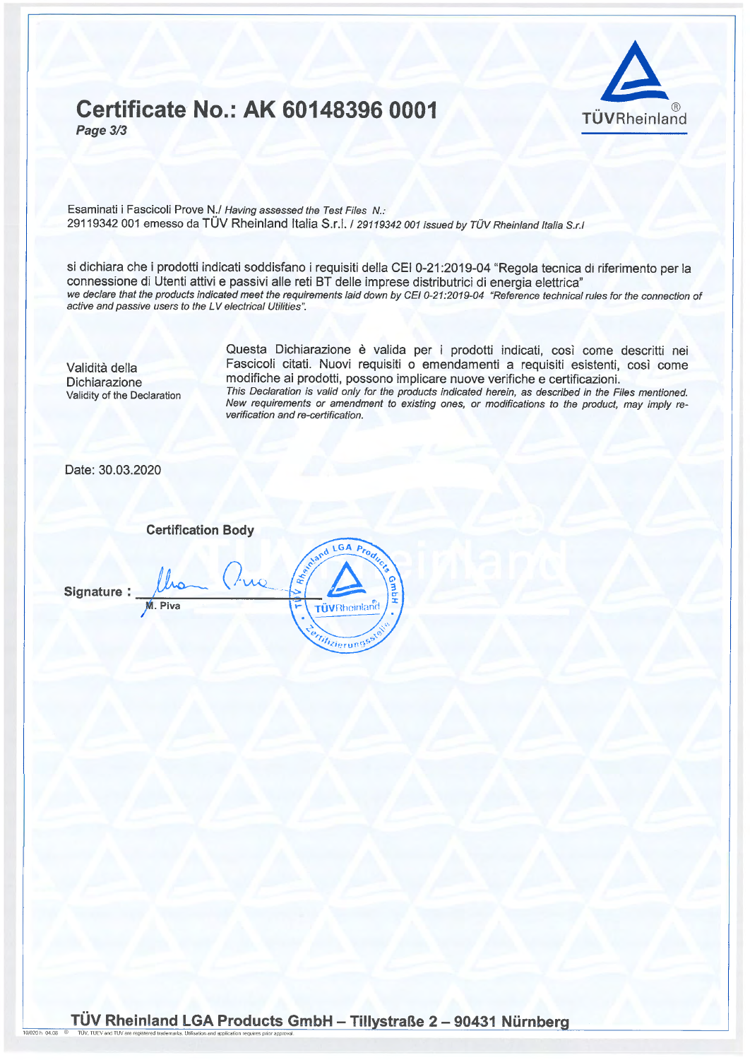# Certificate No.: AK 60148396 0001

*Page 3/3*

TÜVRheinland®

Esaminati i Fascicoli Prove N./ *Having assessed the Test Files N.:*
29119342 001 emesso da TÜV Rheinland Italia S.r.l. / *29119342 001 issued by TÜV Rheinland Italia S.r.l*

si dichiara che i prodotti indicati soddisfano i requisiti della CEI 0-21:2019-04 "Regola tecnica di riferimento per la connessione di Utenti attivi e passivi alle reti BT delle imprese distributrici di energia elettrica"
*we declare that the products indicated meet the requirements laid down by CEI 0-21:2019-04 "Reference technical rules for the connection of active and passive users to the LV electrical Utilities".*

| Validità della Dichiarazione<br>Validity of the Declaration | Questa Dichiarazione è valida per i prodotti indicati, così come descritti nei Fascicoli citati. Nuovi requisiti o emendamenti a requisiti esistenti, così come modifiche ai prodotti, possono implicare nuove verifiche e certificazioni.<br>*This Declaration is valid only for the products indicated herein, as described in the Files mentioned. New requirements or amendment to existing ones, or modifications to the product, may imply re-verification and re-certification.* |
|---|---|

Date: 30.03.2020

**Certification Body**

**Signature :** M. Piva

TÜV Rheinland LGA Products GmbH – Zertifizierungsstelle

**TÜV Rheinland LGA Products GmbH – Tillystraße 2 – 90431 Nürnberg**

10/020 h 04.08 ® TÜV, TUEV and TUV are registered trademarks. Utilisation and application requires prior approval.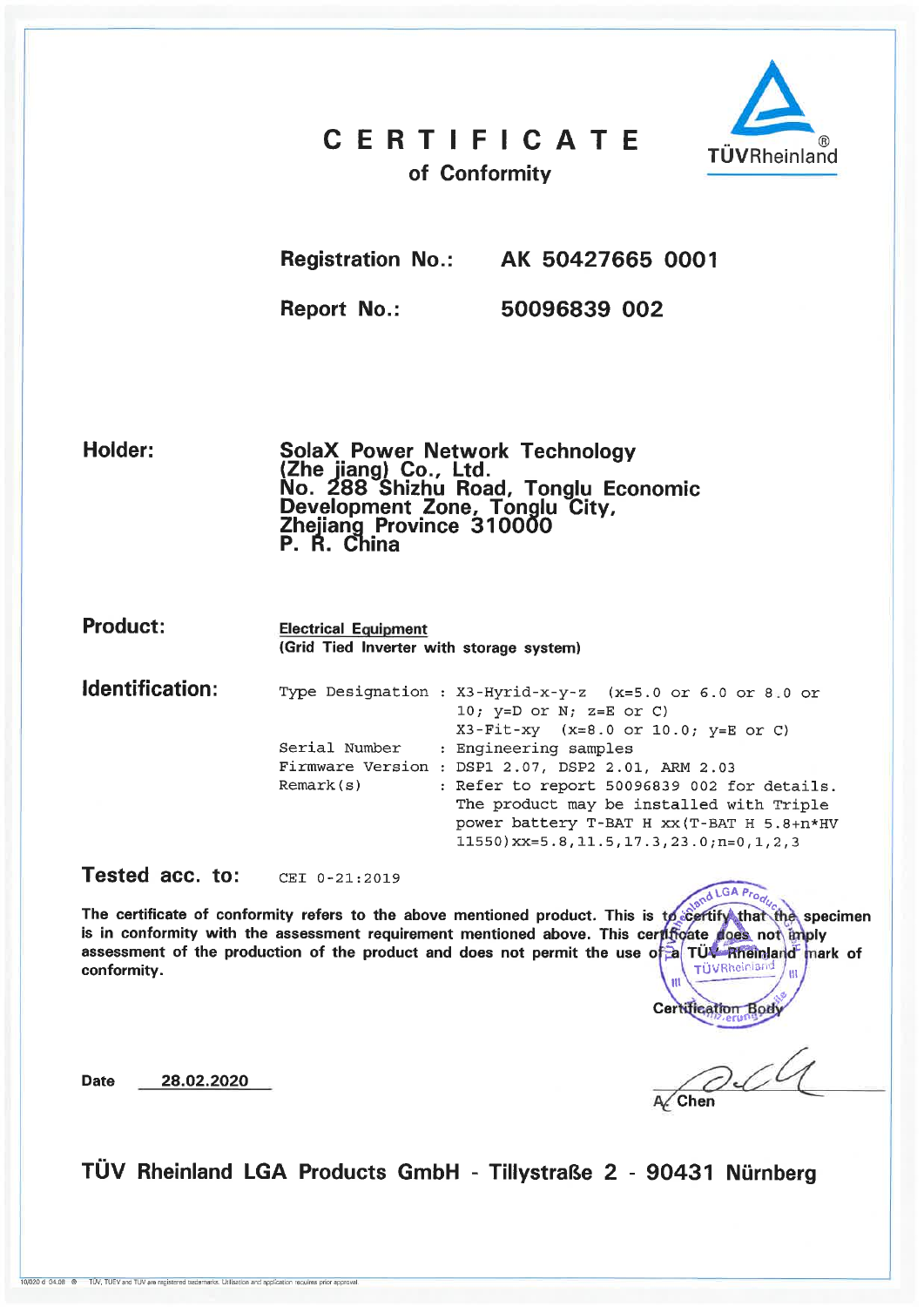# CERTIFICATE

## of Conformity

TÜVRheinland®

**Registration No.:** **AK 50427665 0001**

**Report No.:** **50096839 002**

**Holder:**

**SolaX Power Network Technology (Zhe jiang) Co., Ltd.**
**No. 288 Shizhu Road, Tonglu Economic Development Zone, Tonglu City, Zhejiang Province 310000**
**P. R. China**

**Product:**

**Electrical Equipment**
**(Grid Tied Inverter with storage system)**

**Identification:**

```
Type Designation : X3-Hyrid-x-y-z  (x=5.0 or 6.0 or 8.0 or
                   10; y=D or N; z=E or C)
                   X3-Fit-xy  (x=8.0 or 10.0; y=E or C)
Serial Number    : Engineering samples
Firmware Version : DSP1 2.07, DSP2 2.01, ARM 2.03
Remark(s)        : Refer to report 50096839 002 for details.
                   The product may be installed with Triple
                   power battery T-BAT H xx(T-BAT H 5.8+n*HV
                   11550)xx=5.8,11.5,17.3,23.0;n=0,1,2,3
```

**Tested acc. to:** CEI 0-21:2019

**The certificate of conformity refers to the above mentioned product. This is to certify that the specimen is in conformity with the assessment requirement mentioned above. This certificate does not imply assessment of the production of the product and does not permit the use of a TÜV Rheinland mark of conformity.**

TÜV Rheinland LGA Products GmbH – Certification Body

**Date** **28.02.2020**

A. Chen

**TÜV Rheinland LGA Products GmbH - Tillystraße 2 - 90431 Nürnberg**

10/020 d 04.08 ® TÜV, TUEV and TUV are registered trademarks. Utilisation and application requires prior approval.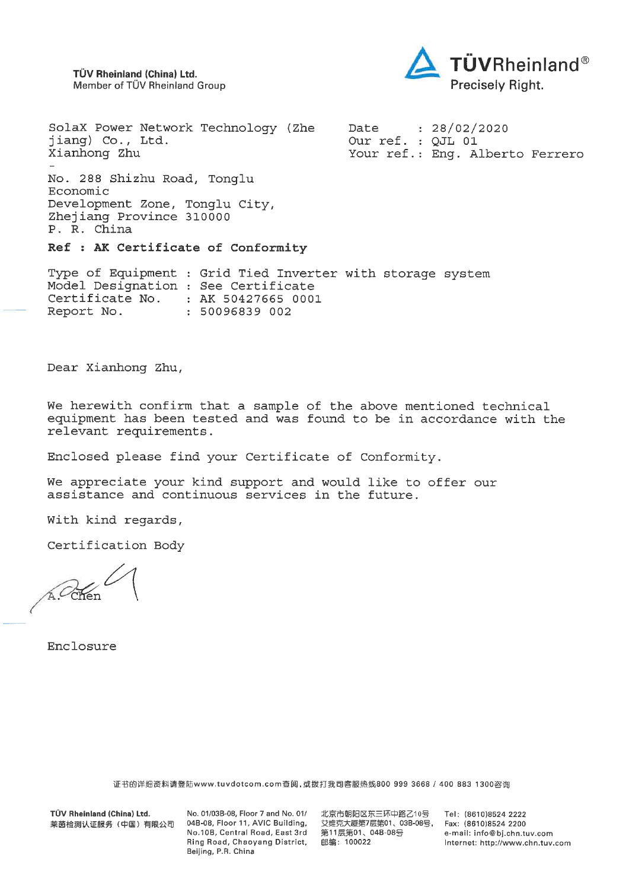**TÜV Rheinland (China) Ltd.**
Member of TÜV Rheinland Group

**TÜVRheinland®**
Precisely Right.

SolaX Power Network Technology (Zhe jiang) Co., Ltd.
Xianhong Zhu
-
No. 288 Shizhu Road, Tonglu Economic Development Zone, Tonglu City, Zhejiang Province 310000
P. R. China

Date : 28/02/2020
Our ref. : QJL 01
Your ref.: Eng. Alberto Ferrero

**Ref : AK Certificate of Conformity**

| | |
|---|---|
| Type of Equipment | : Grid Tied Inverter with storage system |
| Model Designation | : See Certificate |
| Certificate No. | : AK 50427665 0001 |
| Report No. | : 50096839 002 |

Dear Xianhong Zhu,

We herewith confirm that a sample of the above mentioned technical equipment has been tested and was found to be in accordance with the relevant requirements.

Enclosed please find your Certificate of Conformity.

We appreciate your kind support and would like to offer our assistance and continuous services in the future.

With kind regards,

Certification Body

A. Chen

Enclosure

证书的详细资料请登陆www.tuvdotcom.com查阅，或拨打我司客服热线800 999 3668 / 400 883 1300咨询

**TÜV Rheinland (China) Ltd.**
莱茵检测认证服务（中国）有限公司

No. 01/03B-08, Floor 7 and No. 01/ 04B-08, Floor 11, AVIC Building, No.10B, Central Road, East 3rd Ring Road, Chaoyang District, Beijing, P.R. China

北京市朝阳区东三环中路乙10号 艾维克大厦第7层第01、03B-08号，第11层第01、04B-08号
邮编：100022

Tel: (8610)8524 2222
Fax: (8610)8524 2200
e-mail: info@bj.chn.tuv.com
Internet: http://www.chn.tuv.com